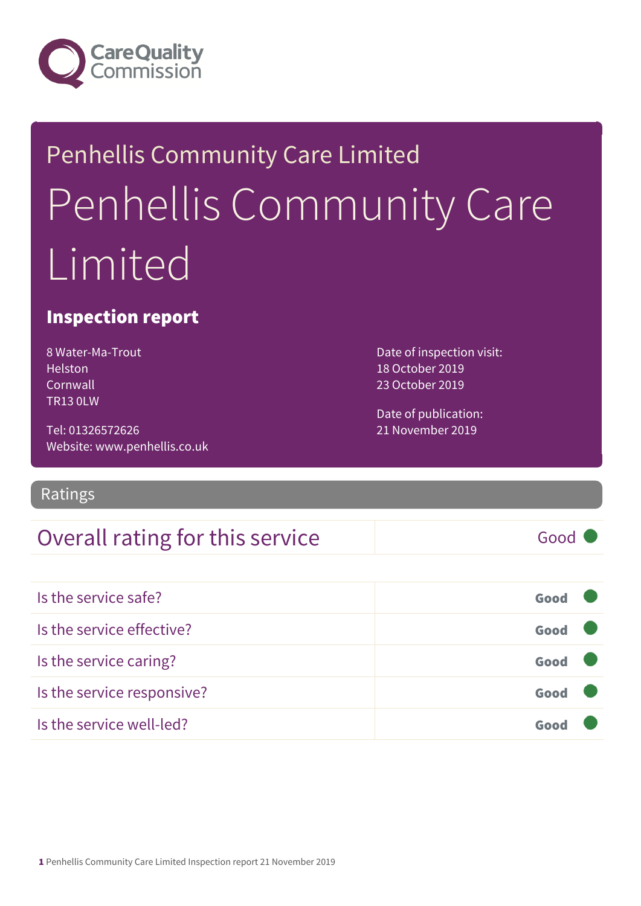Care Quality Commission

Penhellis Community Care Limited

# Penhellis Community Care Limited

## Inspection report

8 Water-Ma-Trout
Helston
Cornwall
TR13 0LW

Tel: 01326572626
Website: www.penhellis.co.uk

Date of inspection visit:
18 October 2019
23 October 2019

Date of publication:
21 November 2019

## Ratings

| Overall rating for this service | Good |
|---|---|
| Is the service safe? | **Good** |
| Is the service effective? | **Good** |
| Is the service caring? | **Good** |
| Is the service responsive? | **Good** |
| Is the service well-led? | **Good** |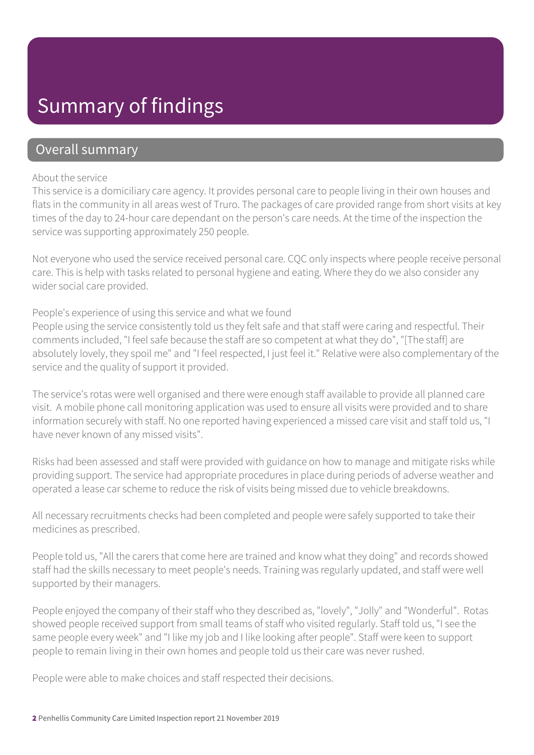# Summary of findings

## Overall summary

About the service

This service is a domiciliary care agency. It provides personal care to people living in their own houses and flats in the community in all areas west of Truro. The packages of care provided range from short visits at key times of the day to 24-hour care dependant on the person's care needs. At the time of the inspection the service was supporting approximately 250 people.

Not everyone who used the service received personal care. CQC only inspects where people receive personal care. This is help with tasks related to personal hygiene and eating. Where they do we also consider any wider social care provided.

People's experience of using this service and what we found

People using the service consistently told us they felt safe and that staff were caring and respectful. Their comments included, "I feel safe because the staff are so competent at what they do", "[The staff] are absolutely lovely, they spoil me" and "I feel respected, I just feel it." Relative were also complementary of the service and the quality of support it provided.

The service's rotas were well organised and there were enough staff available to provide all planned care visit. A mobile phone call monitoring application was used to ensure all visits were provided and to share information securely with staff. No one reported having experienced a missed care visit and staff told us, "I have never known of any missed visits".

Risks had been assessed and staff were provided with guidance on how to manage and mitigate risks while providing support. The service had appropriate procedures in place during periods of adverse weather and operated a lease car scheme to reduce the risk of visits being missed due to vehicle breakdowns.

All necessary recruitments checks had been completed and people were safely supported to take their medicines as prescribed.

People told us, "All the carers that come here are trained and know what they doing" and records showed staff had the skills necessary to meet people's needs. Training was regularly updated, and staff were well supported by their managers.

People enjoyed the company of their staff who they described as, "lovely", "Jolly" and "Wonderful". Rotas showed people received support from small teams of staff who visited regularly. Staff told us, "I see the same people every week" and "I like my job and I like looking after people". Staff were keen to support people to remain living in their own homes and people told us their care was never rushed.

People were able to make choices and staff respected their decisions.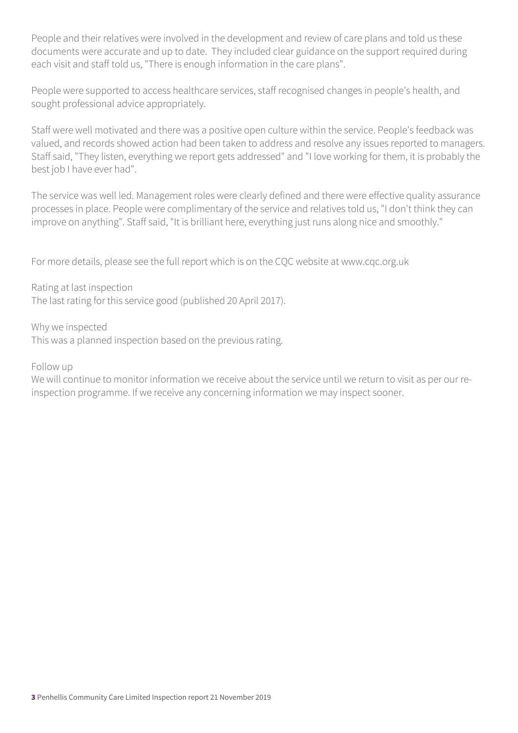People and their relatives were involved in the development and review of care plans and told us these documents were accurate and up to date. They included clear guidance on the support required during each visit and staff told us, "There is enough information in the care plans".

People were supported to access healthcare services, staff recognised changes in people's health, and sought professional advice appropriately.

Staff were well motivated and there was a positive open culture within the service. People's feedback was valued, and records showed action had been taken to address and resolve any issues reported to managers. Staff said, "They listen, everything we report gets addressed" and "I love working for them, it is probably the best job I have ever had".

The service was well led. Management roles were clearly defined and there were effective quality assurance processes in place. People were complimentary of the service and relatives told us, "I don't think they can improve on anything". Staff said, "It is brilliant here, everything just runs along nice and smoothly."

For more details, please see the full report which is on the CQC website at www.cqc.org.uk

Rating at last inspection
The last rating for this service good (published 20 April 2017).

Why we inspected
This was a planned inspection based on the previous rating.

Follow up
We will continue to monitor information we receive about the service until we return to visit as per our re-inspection programme. If we receive any concerning information we may inspect sooner.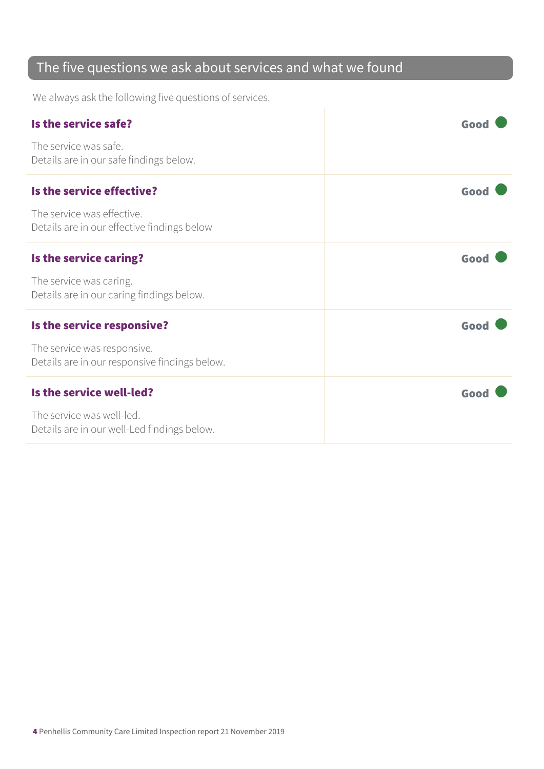## The five questions we ask about services and what we found

We always ask the following five questions of services.

| | |
|---|---|
| **Is the service safe?**<br><br>The service was safe.<br>Details are in our safe findings below. | **Good** |
| **Is the service effective?**<br><br>The service was effective.<br>Details are in our effective findings below | **Good** |
| **Is the service caring?**<br><br>The service was caring.<br>Details are in our caring findings below. | **Good** |
| **Is the service responsive?**<br><br>The service was responsive.<br>Details are in our responsive findings below. | **Good** |
| **Is the service well-led?**<br><br>The service was well-led.<br>Details are in our well-Led findings below. | **Good** |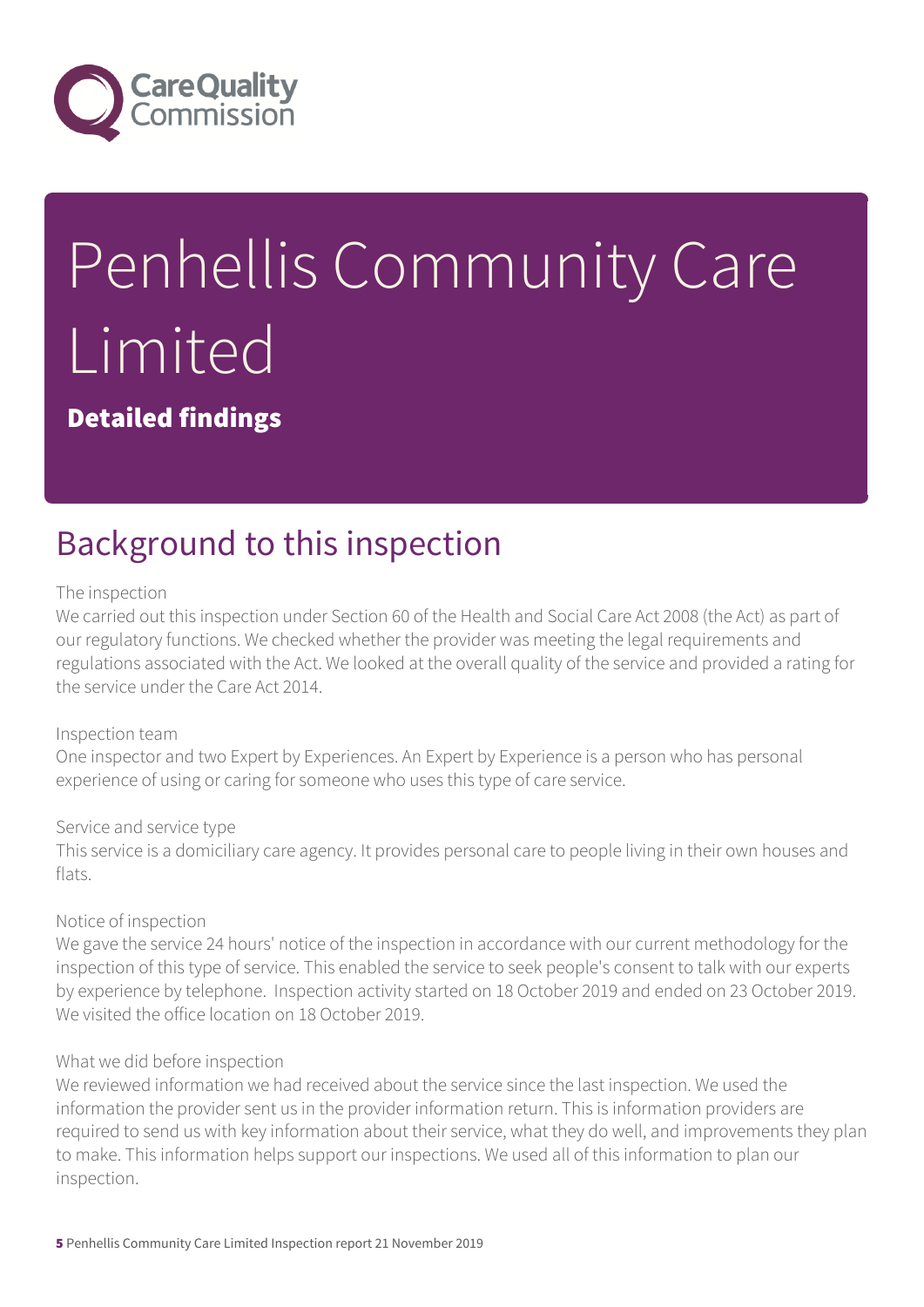# Penhellis Community Care Limited

**Detailed findings**

## Background to this inspection

The inspection
We carried out this inspection under Section 60 of the Health and Social Care Act 2008 (the Act) as part of our regulatory functions. We checked whether the provider was meeting the legal requirements and regulations associated with the Act. We looked at the overall quality of the service and provided a rating for the service under the Care Act 2014.

Inspection team
One inspector and two Expert by Experiences. An Expert by Experience is a person who has personal experience of using or caring for someone who uses this type of care service.

Service and service type
This service is a domiciliary care agency. It provides personal care to people living in their own houses and flats.

Notice of inspection
We gave the service 24 hours' notice of the inspection in accordance with our current methodology for the inspection of this type of service. This enabled the service to seek people's consent to talk with our experts by experience by telephone. Inspection activity started on 18 October 2019 and ended on 23 October 2019. We visited the office location on 18 October 2019.

What we did before inspection
We reviewed information we had received about the service since the last inspection. We used the information the provider sent us in the provider information return. This is information providers are required to send us with key information about their service, what they do well, and improvements they plan to make. This information helps support our inspections. We used all of this information to plan our inspection.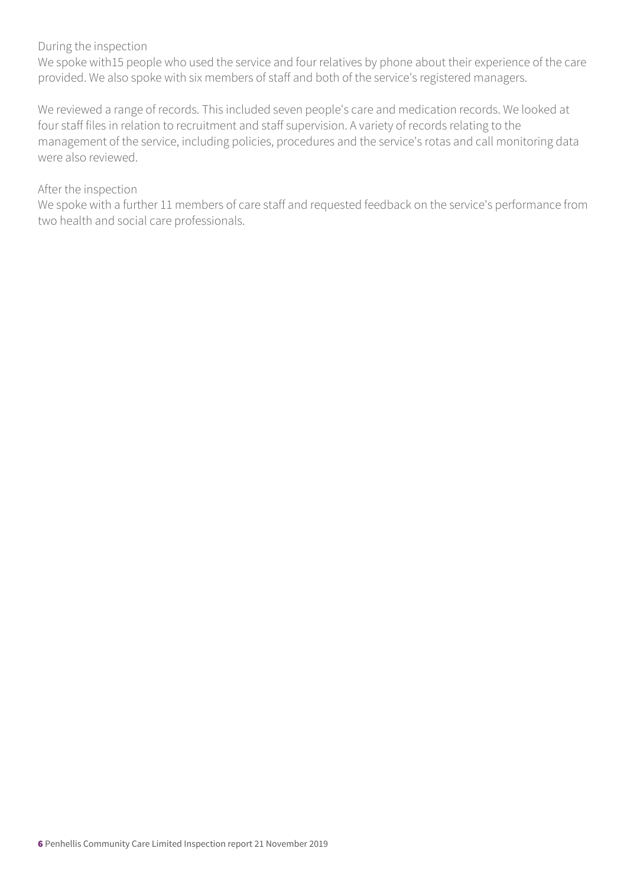During the inspection

We spoke with15 people who used the service and four relatives by phone about their experience of the care provided. We also spoke with six members of staff and both of the service's registered managers.

We reviewed a range of records. This included seven people's care and medication records. We looked at four staff files in relation to recruitment and staff supervision. A variety of records relating to the management of the service, including policies, procedures and the service's rotas and call monitoring data were also reviewed.

After the inspection

We spoke with a further 11 members of care staff and requested feedback on the service's performance from two health and social care professionals.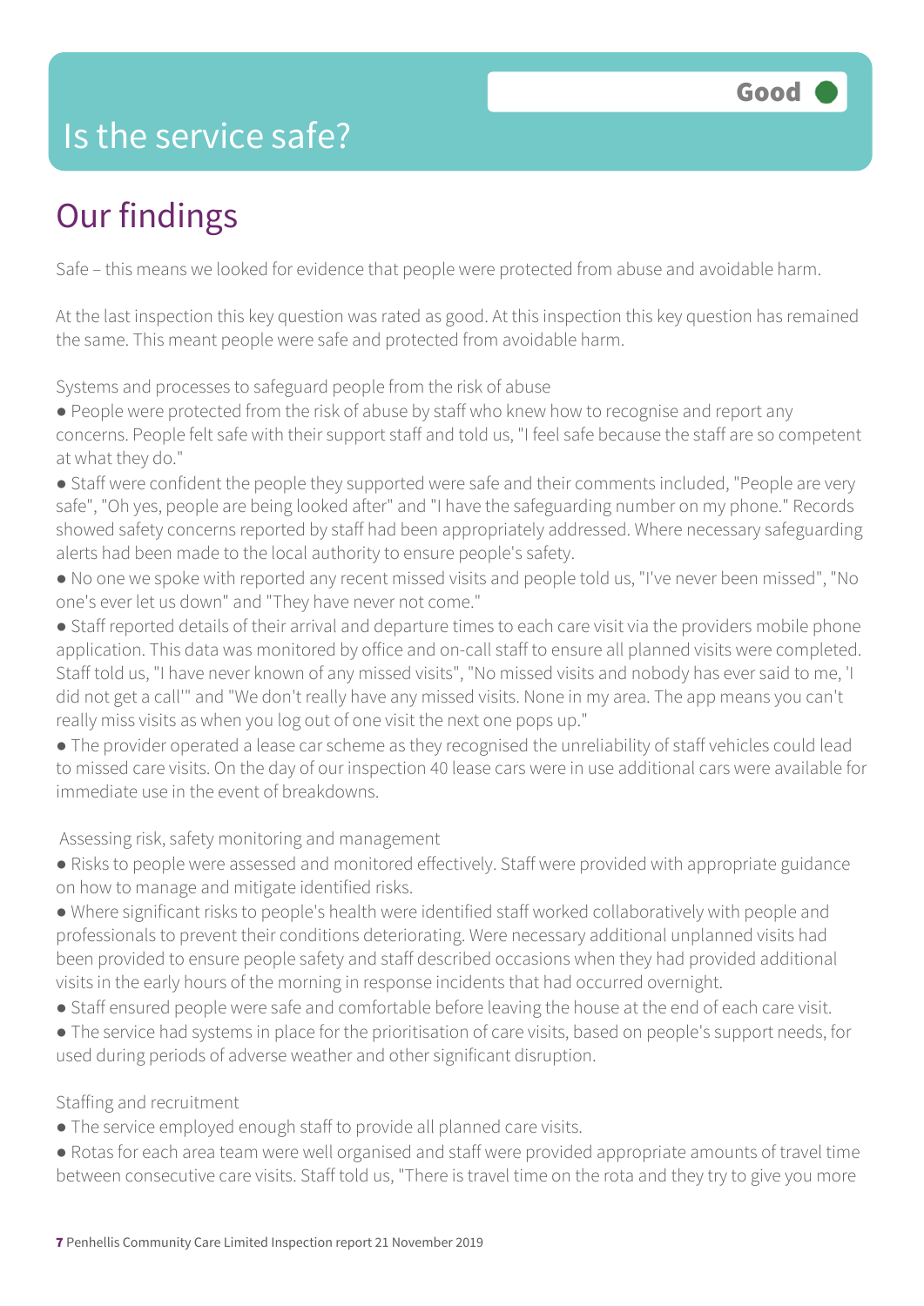# Is the service safe?

**Good**

## Our findings

Safe – this means we looked for evidence that people were protected from abuse and avoidable harm.

At the last inspection this key question was rated as good. At this inspection this key question has remained the same. This meant people were safe and protected from avoidable harm.

Systems and processes to safeguard people from the risk of abuse

- People were protected from the risk of abuse by staff who knew how to recognise and report any concerns. People felt safe with their support staff and told us, "I feel safe because the staff are so competent at what they do."
- Staff were confident the people they supported were safe and their comments included, "People are very safe", "Oh yes, people are being looked after" and "I have the safeguarding number on my phone." Records showed safety concerns reported by staff had been appropriately addressed. Where necessary safeguarding alerts had been made to the local authority to ensure people's safety.
- No one we spoke with reported any recent missed visits and people told us, "I've never been missed", "No one's ever let us down" and "They have never not come."
- Staff reported details of their arrival and departure times to each care visit via the providers mobile phone application. This data was monitored by office and on-call staff to ensure all planned visits were completed. Staff told us, "I have never known of any missed visits", "No missed visits and nobody has ever said to me, 'I did not get a call'" and "We don't really have any missed visits. None in my area. The app means you can't really miss visits as when you log out of one visit the next one pops up."
- The provider operated a lease car scheme as they recognised the unreliability of staff vehicles could lead to missed care visits. On the day of our inspection 40 lease cars were in use additional cars were available for immediate use in the event of breakdowns.

Assessing risk, safety monitoring and management

- Risks to people were assessed and monitored effectively. Staff were provided with appropriate guidance on how to manage and mitigate identified risks.
- Where significant risks to people's health were identified staff worked collaboratively with people and professionals to prevent their conditions deteriorating. Were necessary additional unplanned visits had been provided to ensure people safety and staff described occasions when they had provided additional visits in the early hours of the morning in response incidents that had occurred overnight.
- Staff ensured people were safe and comfortable before leaving the house at the end of each care visit.
- The service had systems in place for the prioritisation of care visits, based on people's support needs, for used during periods of adverse weather and other significant disruption.

Staffing and recruitment

- The service employed enough staff to provide all planned care visits.
- Rotas for each area team were well organised and staff were provided appropriate amounts of travel time between consecutive care visits. Staff told us, "There is travel time on the rota and they try to give you more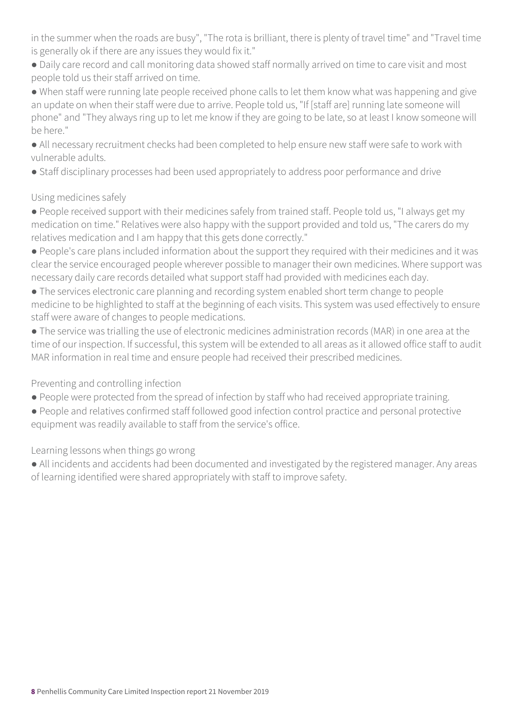in the summer when the roads are busy", "The rota is brilliant, there is plenty of travel time" and "Travel time is generally ok if there are any issues they would fix it."

- Daily care record and call monitoring data showed staff normally arrived on time to care visit and most people told us their staff arrived on time.
- When staff were running late people received phone calls to let them know what was happening and give an update on when their staff were due to arrive. People told us, "If [staff are] running late someone will phone" and "They always ring up to let me know if they are going to be late, so at least I know someone will be here."
- All necessary recruitment checks had been completed to help ensure new staff were safe to work with vulnerable adults.
- Staff disciplinary processes had been used appropriately to address poor performance and drive

Using medicines safely

- People received support with their medicines safely from trained staff. People told us, "I always get my medication on time." Relatives were also happy with the support provided and told us, "The carers do my relatives medication and I am happy that this gets done correctly."
- People's care plans included information about the support they required with their medicines and it was clear the service encouraged people wherever possible to manager their own medicines. Where support was necessary daily care records detailed what support staff had provided with medicines each day.
- The services electronic care planning and recording system enabled short term change to people medicine to be highlighted to staff at the beginning of each visits. This system was used effectively to ensure staff were aware of changes to people medications.
- The service was trialling the use of electronic medicines administration records (MAR) in one area at the time of our inspection. If successful, this system will be extended to all areas as it allowed office staff to audit MAR information in real time and ensure people had received their prescribed medicines.

Preventing and controlling infection

- People were protected from the spread of infection by staff who had received appropriate training.
- People and relatives confirmed staff followed good infection control practice and personal protective equipment was readily available to staff from the service's office.

Learning lessons when things go wrong

- All incidents and accidents had been documented and investigated by the registered manager. Any areas of learning identified were shared appropriately with staff to improve safety.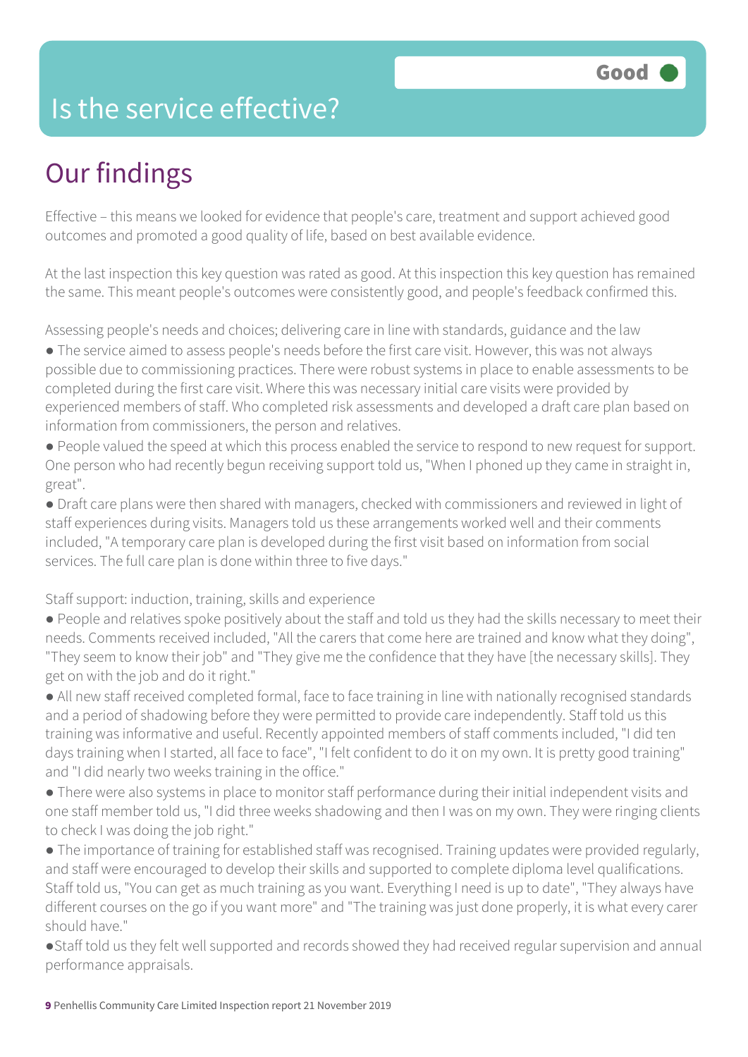# Is the service effective?

Good

## Our findings

Effective – this means we looked for evidence that people's care, treatment and support achieved good outcomes and promoted a good quality of life, based on best available evidence.

At the last inspection this key question was rated as good. At this inspection this key question has remained the same. This meant people's outcomes were consistently good, and people's feedback confirmed this.

Assessing people's needs and choices; delivering care in line with standards, guidance and the law

- The service aimed to assess people's needs before the first care visit. However, this was not always possible due to commissioning practices. There were robust systems in place to enable assessments to be completed during the first care visit. Where this was necessary initial care visits were provided by experienced members of staff. Who completed risk assessments and developed a draft care plan based on information from commissioners, the person and relatives.
- People valued the speed at which this process enabled the service to respond to new request for support. One person who had recently begun receiving support told us, "When I phoned up they came in straight in, great".
- Draft care plans were then shared with managers, checked with commissioners and reviewed in light of staff experiences during visits. Managers told us these arrangements worked well and their comments included, "A temporary care plan is developed during the first visit based on information from social services. The full care plan is done within three to five days."

Staff support: induction, training, skills and experience

- People and relatives spoke positively about the staff and told us they had the skills necessary to meet their needs. Comments received included, "All the carers that come here are trained and know what they doing", "They seem to know their job" and "They give me the confidence that they have [the necessary skills]. They get on with the job and do it right."
- All new staff received completed formal, face to face training in line with nationally recognised standards and a period of shadowing before they were permitted to provide care independently. Staff told us this training was informative and useful. Recently appointed members of staff comments included, "I did ten days training when I started, all face to face", "I felt confident to do it on my own. It is pretty good training" and "I did nearly two weeks training in the office."
- There were also systems in place to monitor staff performance during their initial independent visits and one staff member told us, "I did three weeks shadowing and then I was on my own. They were ringing clients to check I was doing the job right."
- The importance of training for established staff was recognised. Training updates were provided regularly, and staff were encouraged to develop their skills and supported to complete diploma level qualifications. Staff told us, "You can get as much training as you want. Everything I need is up to date", "They always have different courses on the go if you want more" and "The training was just done properly, it is what every carer should have."
- Staff told us they felt well supported and records showed they had received regular supervision and annual performance appraisals.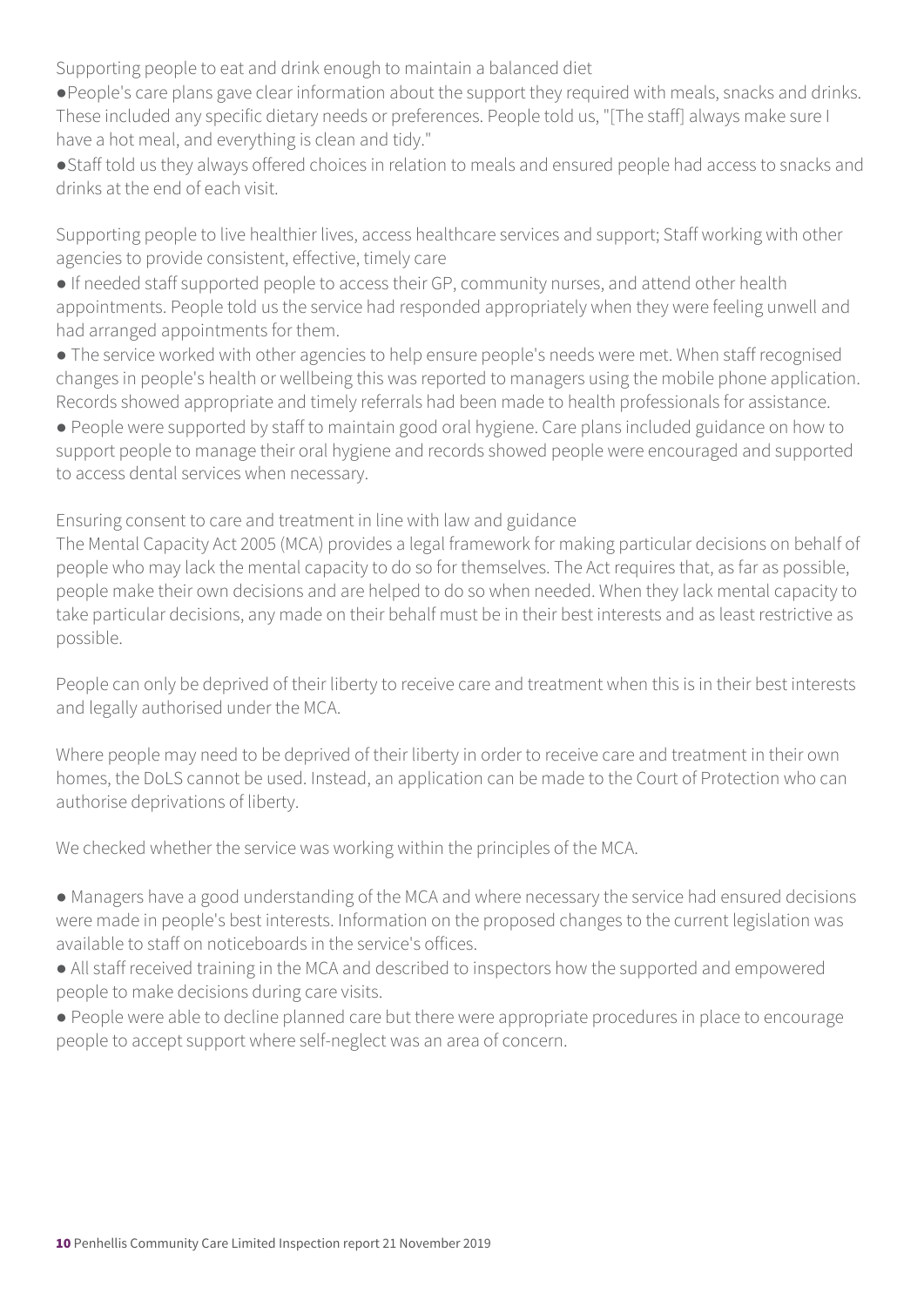Supporting people to eat and drink enough to maintain a balanced diet

- People's care plans gave clear information about the support they required with meals, snacks and drinks. These included any specific dietary needs or preferences. People told us, "[The staff] always make sure I have a hot meal, and everything is clean and tidy."
- Staff told us they always offered choices in relation to meals and ensured people had access to snacks and drinks at the end of each visit.

Supporting people to live healthier lives, access healthcare services and support; Staff working with other agencies to provide consistent, effective, timely care

- If needed staff supported people to access their GP, community nurses, and attend other health appointments. People told us the service had responded appropriately when they were feeling unwell and had arranged appointments for them.
- The service worked with other agencies to help ensure people's needs were met. When staff recognised changes in people's health or wellbeing this was reported to managers using the mobile phone application. Records showed appropriate and timely referrals had been made to health professionals for assistance.
- People were supported by staff to maintain good oral hygiene. Care plans included guidance on how to support people to manage their oral hygiene and records showed people were encouraged and supported to access dental services when necessary.

Ensuring consent to care and treatment in line with law and guidance

The Mental Capacity Act 2005 (MCA) provides a legal framework for making particular decisions on behalf of people who may lack the mental capacity to do so for themselves. The Act requires that, as far as possible, people make their own decisions and are helped to do so when needed. When they lack mental capacity to take particular decisions, any made on their behalf must be in their best interests and as least restrictive as possible.

People can only be deprived of their liberty to receive care and treatment when this is in their best interests and legally authorised under the MCA.

Where people may need to be deprived of their liberty in order to receive care and treatment in their own homes, the DoLS cannot be used. Instead, an application can be made to the Court of Protection who can authorise deprivations of liberty.

We checked whether the service was working within the principles of the MCA.

- Managers have a good understanding of the MCA and where necessary the service had ensured decisions were made in people's best interests. Information on the proposed changes to the current legislation was available to staff on noticeboards in the service's offices.
- All staff received training in the MCA and described to inspectors how the supported and empowered people to make decisions during care visits.
- People were able to decline planned care but there were appropriate procedures in place to encourage people to accept support where self-neglect was an area of concern.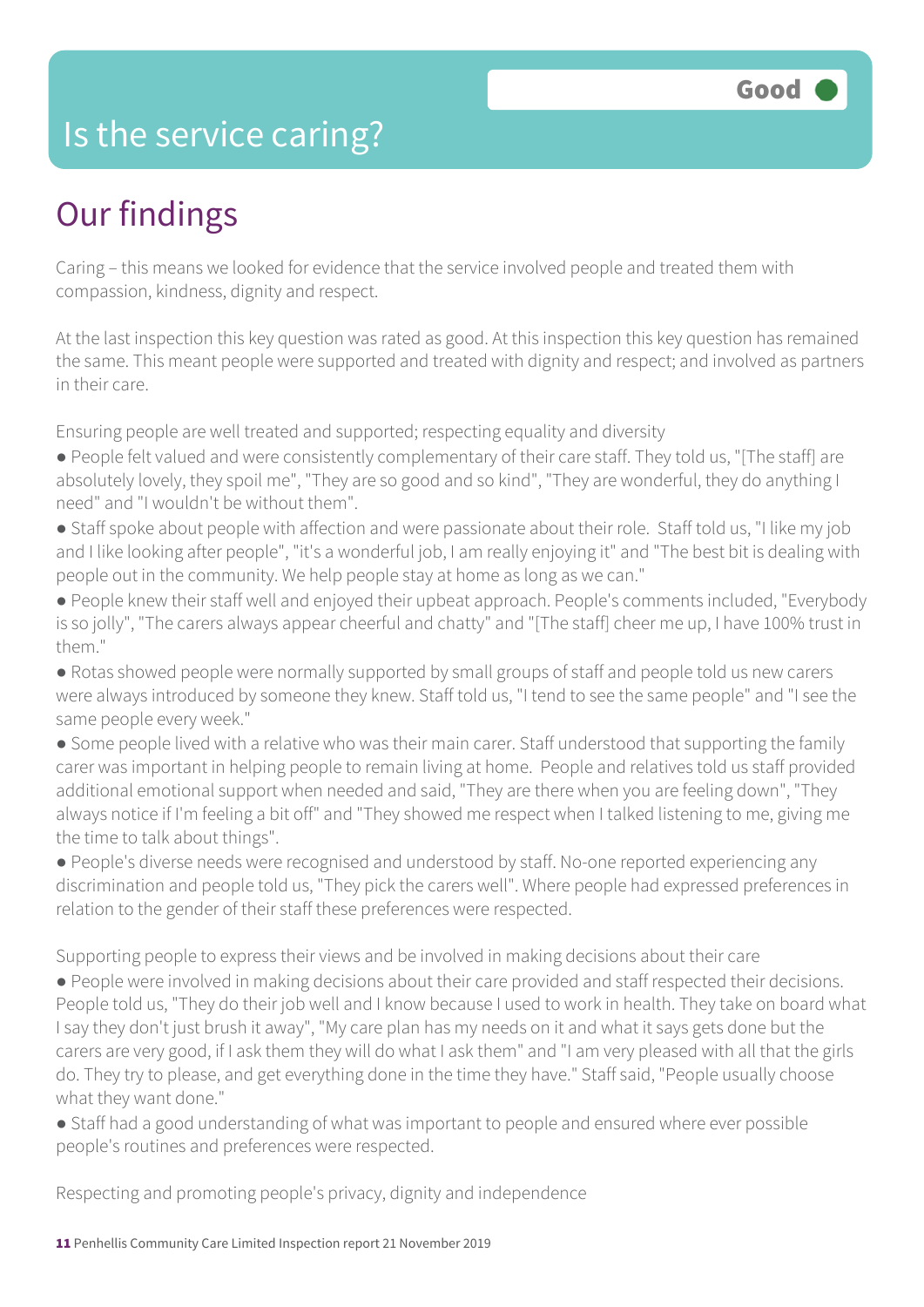# Is the service caring?

Good

## Our findings

Caring – this means we looked for evidence that the service involved people and treated them with compassion, kindness, dignity and respect.

At the last inspection this key question was rated as good. At this inspection this key question has remained the same. This meant people were supported and treated with dignity and respect; and involved as partners in their care.

Ensuring people are well treated and supported; respecting equality and diversity

- People felt valued and were consistently complementary of their care staff. They told us, "[The staff] are absolutely lovely, they spoil me", "They are so good and so kind", "They are wonderful, they do anything I need" and "I wouldn't be without them".
- Staff spoke about people with affection and were passionate about their role. Staff told us, "I like my job and I like looking after people", "it's a wonderful job, I am really enjoying it" and "The best bit is dealing with people out in the community. We help people stay at home as long as we can."
- People knew their staff well and enjoyed their upbeat approach. People's comments included, "Everybody is so jolly", "The carers always appear cheerful and chatty" and "[The staff] cheer me up, I have 100% trust in them."
- Rotas showed people were normally supported by small groups of staff and people told us new carers were always introduced by someone they knew. Staff told us, "I tend to see the same people" and "I see the same people every week."
- Some people lived with a relative who was their main carer. Staff understood that supporting the family carer was important in helping people to remain living at home. People and relatives told us staff provided additional emotional support when needed and said, "They are there when you are feeling down", "They always notice if I'm feeling a bit off" and "They showed me respect when I talked listening to me, giving me the time to talk about things".
- People's diverse needs were recognised and understood by staff. No-one reported experiencing any discrimination and people told us, "They pick the carers well". Where people had expressed preferences in relation to the gender of their staff these preferences were respected.

Supporting people to express their views and be involved in making decisions about their care

- People were involved in making decisions about their care provided and staff respected their decisions. People told us, "They do their job well and I know because I used to work in health. They take on board what I say they don't just brush it away", "My care plan has my needs on it and what it says gets done but the carers are very good, if I ask them they will do what I ask them" and "I am very pleased with all that the girls do. They try to please, and get everything done in the time they have." Staff said, "People usually choose what they want done."
- Staff had a good understanding of what was important to people and ensured where ever possible people's routines and preferences were respected.

Respecting and promoting people's privacy, dignity and independence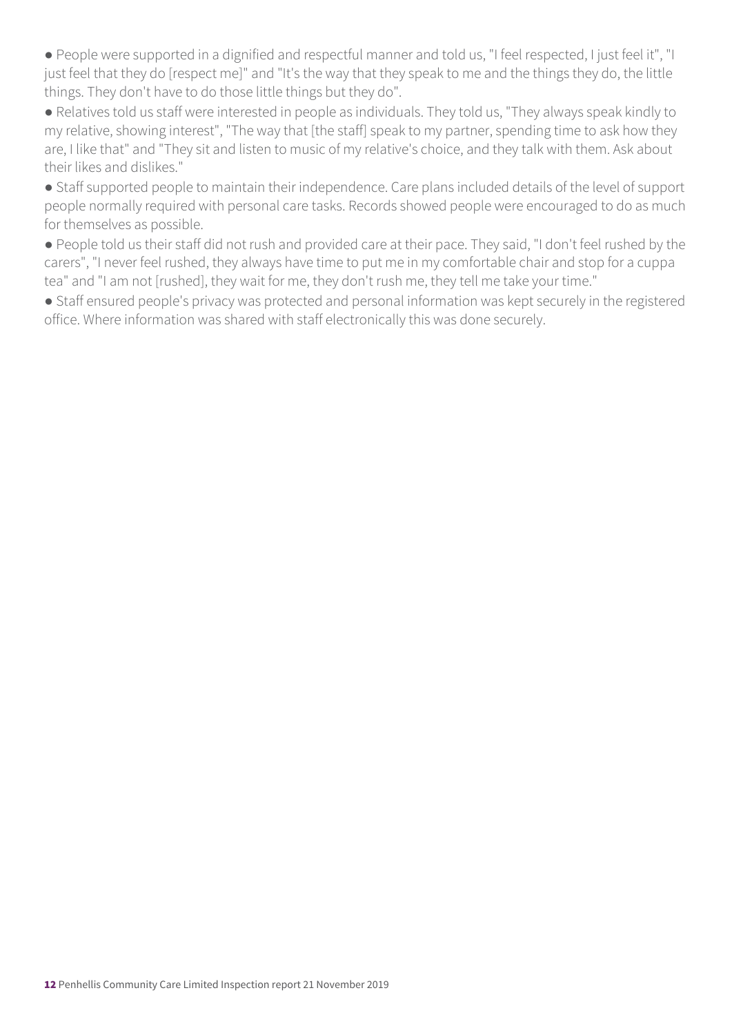- People were supported in a dignified and respectful manner and told us, "I feel respected, I just feel it", "I just feel that they do [respect me]" and "It's the way that they speak to me and the things they do, the little things. They don't have to do those little things but they do".
- Relatives told us staff were interested in people as individuals. They told us, "They always speak kindly to my relative, showing interest", "The way that [the staff] speak to my partner, spending time to ask how they are, I like that" and "They sit and listen to music of my relative's choice, and they talk with them. Ask about their likes and dislikes."
- Staff supported people to maintain their independence. Care plans included details of the level of support people normally required with personal care tasks. Records showed people were encouraged to do as much for themselves as possible.
- People told us their staff did not rush and provided care at their pace. They said, "I don't feel rushed by the carers", "I never feel rushed, they always have time to put me in my comfortable chair and stop for a cuppa tea" and "I am not [rushed], they wait for me, they don't rush me, they tell me take your time."
- Staff ensured people's privacy was protected and personal information was kept securely in the registered office. Where information was shared with staff electronically this was done securely.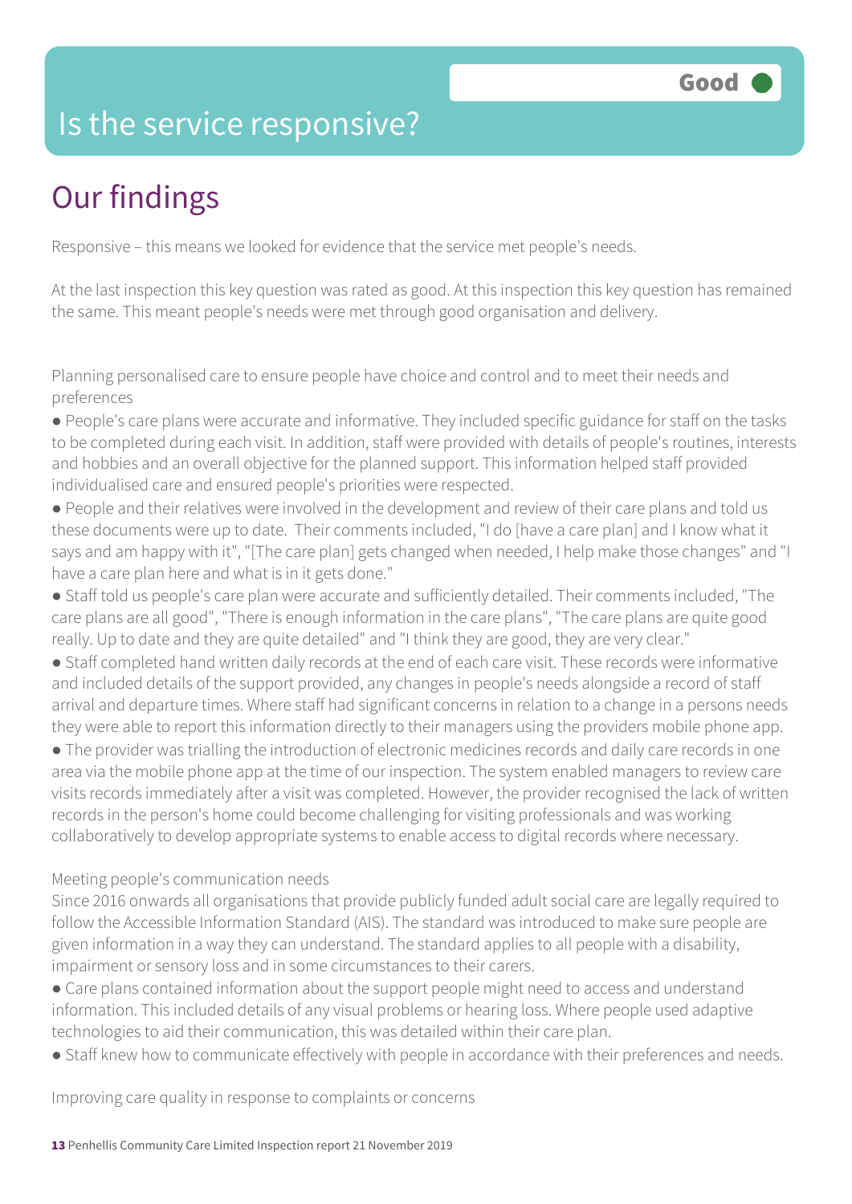# Is the service responsive?

Good

## Our findings

Responsive – this means we looked for evidence that the service met people's needs.

At the last inspection this key question was rated as good. At this inspection this key question has remained the same. This meant people's needs were met through good organisation and delivery.

Planning personalised care to ensure people have choice and control and to meet their needs and preferences

- People's care plans were accurate and informative. They included specific guidance for staff on the tasks to be completed during each visit. In addition, staff were provided with details of people's routines, interests and hobbies and an overall objective for the planned support. This information helped staff provided individualised care and ensured people's priorities were respected.
- People and their relatives were involved in the development and review of their care plans and told us these documents were up to date. Their comments included, "I do [have a care plan] and I know what it says and am happy with it", "[The care plan] gets changed when needed, I help make those changes" and "I have a care plan here and what is in it gets done."
- Staff told us people's care plan were accurate and sufficiently detailed. Their comments included, "The care plans are all good", "There is enough information in the care plans", "The care plans are quite good really. Up to date and they are quite detailed" and "I think they are good, they are very clear."
- Staff completed hand written daily records at the end of each care visit. These records were informative and included details of the support provided, any changes in people's needs alongside a record of staff arrival and departure times. Where staff had significant concerns in relation to a change in a persons needs they were able to report this information directly to their managers using the providers mobile phone app.
- The provider was trialling the introduction of electronic medicines records and daily care records in one area via the mobile phone app at the time of our inspection. The system enabled managers to review care visits records immediately after a visit was completed. However, the provider recognised the lack of written records in the person's home could become challenging for visiting professionals and was working collaboratively to develop appropriate systems to enable access to digital records where necessary.

Meeting people's communication needs

Since 2016 onwards all organisations that provide publicly funded adult social care are legally required to follow the Accessible Information Standard (AIS). The standard was introduced to make sure people are given information in a way they can understand. The standard applies to all people with a disability, impairment or sensory loss and in some circumstances to their carers.

- Care plans contained information about the support people might need to access and understand information. This included details of any visual problems or hearing loss. Where people used adaptive technologies to aid their communication, this was detailed within their care plan.
- Staff knew how to communicate effectively with people in accordance with their preferences and needs.

Improving care quality in response to complaints or concerns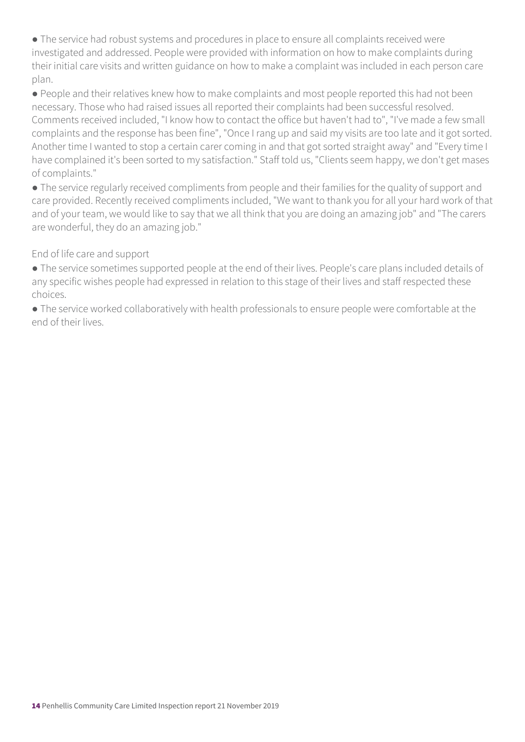- The service had robust systems and procedures in place to ensure all complaints received were investigated and addressed. People were provided with information on how to make complaints during their initial care visits and written guidance on how to make a complaint was included in each person care plan.
- People and their relatives knew how to make complaints and most people reported this had not been necessary. Those who had raised issues all reported their complaints had been successful resolved. Comments received included, "I know how to contact the office but haven't had to", "I've made a few small complaints and the response has been fine", "Once I rang up and said my visits are too late and it got sorted. Another time I wanted to stop a certain carer coming in and that got sorted straight away" and "Every time I have complained it's been sorted to my satisfaction." Staff told us, "Clients seem happy, we don't get mases of complaints."
- The service regularly received compliments from people and their families for the quality of support and care provided. Recently received compliments included, "We want to thank you for all your hard work of that and of your team, we would like to say that we all think that you are doing an amazing job" and "The carers are wonderful, they do an amazing job."

End of life care and support

- The service sometimes supported people at the end of their lives. People's care plans included details of any specific wishes people had expressed in relation to this stage of their lives and staff respected these choices.
- The service worked collaboratively with health professionals to ensure people were comfortable at the end of their lives.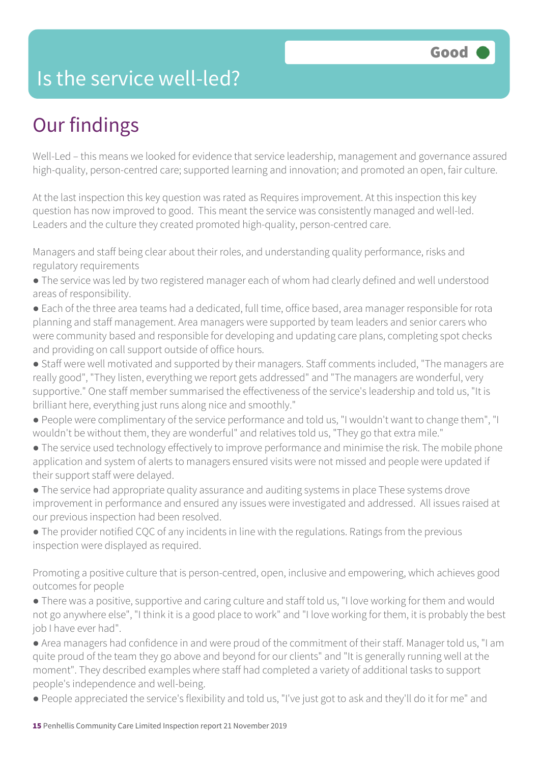# Is the service well-led?

**Good**

## Our findings

Well-Led – this means we looked for evidence that service leadership, management and governance assured high-quality, person-centred care; supported learning and innovation; and promoted an open, fair culture.

At the last inspection this key question was rated as Requires improvement. At this inspection this key question has now improved to good. This meant the service was consistently managed and well-led. Leaders and the culture they created promoted high-quality, person-centred care.

Managers and staff being clear about their roles, and understanding quality performance, risks and regulatory requirements

- The service was led by two registered manager each of whom had clearly defined and well understood areas of responsibility.
- Each of the three area teams had a dedicated, full time, office based, area manager responsible for rota planning and staff management. Area managers were supported by team leaders and senior carers who were community based and responsible for developing and updating care plans, completing spot checks and providing on call support outside of office hours.
- Staff were well motivated and supported by their managers. Staff comments included, "The managers are really good", "They listen, everything we report gets addressed" and "The managers are wonderful, very supportive." One staff member summarised the effectiveness of the service's leadership and told us, "It is brilliant here, everything just runs along nice and smoothly."
- People were complimentary of the service performance and told us, "I wouldn't want to change them", "I wouldn't be without them, they are wonderful" and relatives told us, "They go that extra mile."
- The service used technology effectively to improve performance and minimise the risk. The mobile phone application and system of alerts to managers ensured visits were not missed and people were updated if their support staff were delayed.
- The service had appropriate quality assurance and auditing systems in place These systems drove improvement in performance and ensured any issues were investigated and addressed. All issues raised at our previous inspection had been resolved.
- The provider notified CQC of any incidents in line with the regulations. Ratings from the previous inspection were displayed as required.

Promoting a positive culture that is person-centred, open, inclusive and empowering, which achieves good outcomes for people

- There was a positive, supportive and caring culture and staff told us, "I love working for them and would not go anywhere else", "I think it is a good place to work" and "I love working for them, it is probably the best job I have ever had".
- Area managers had confidence in and were proud of the commitment of their staff. Manager told us, "I am quite proud of the team they go above and beyond for our clients" and "It is generally running well at the moment". They described examples where staff had completed a variety of additional tasks to support people's independence and well-being.
- People appreciated the service's flexibility and told us, "I've just got to ask and they'll do it for me" and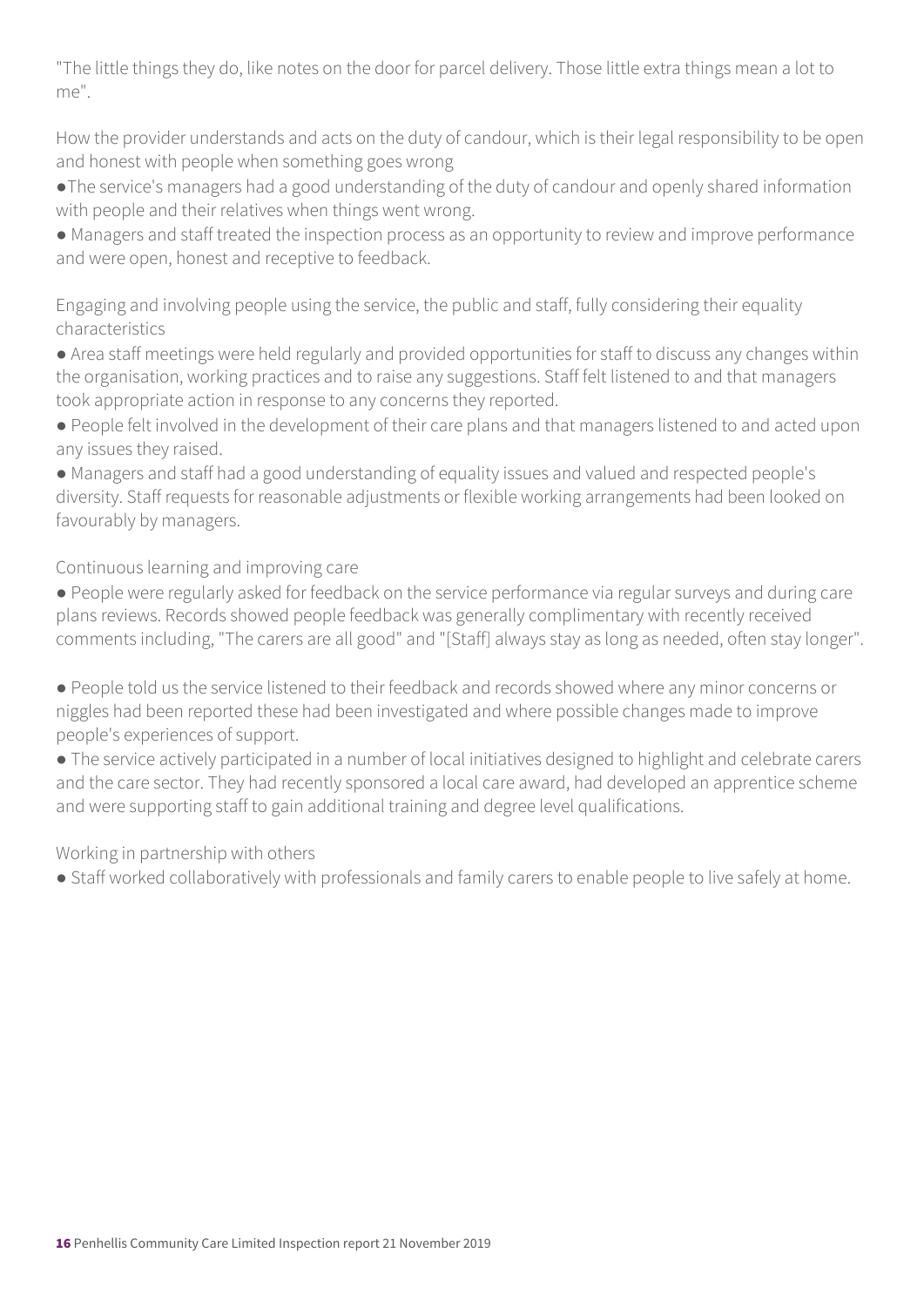"The little things they do, like notes on the door for parcel delivery. Those little extra things mean a lot to me".

How the provider understands and acts on the duty of candour, which is their legal responsibility to be open and honest with people when something goes wrong

- The service's managers had a good understanding of the duty of candour and openly shared information with people and their relatives when things went wrong.
- Managers and staff treated the inspection process as an opportunity to review and improve performance and were open, honest and receptive to feedback.

Engaging and involving people using the service, the public and staff, fully considering their equality characteristics

- Area staff meetings were held regularly and provided opportunities for staff to discuss any changes within the organisation, working practices and to raise any suggestions. Staff felt listened to and that managers took appropriate action in response to any concerns they reported.
- People felt involved in the development of their care plans and that managers listened to and acted upon any issues they raised.
- Managers and staff had a good understanding of equality issues and valued and respected people's diversity. Staff requests for reasonable adjustments or flexible working arrangements had been looked on favourably by managers.

Continuous learning and improving care

- People were regularly asked for feedback on the service performance via regular surveys and during care plans reviews. Records showed people feedback was generally complimentary with recently received comments including, "The carers are all good" and "[Staff] always stay as long as needed, often stay longer".
- People told us the service listened to their feedback and records showed where any minor concerns or niggles had been reported these had been investigated and where possible changes made to improve people's experiences of support.
- The service actively participated in a number of local initiatives designed to highlight and celebrate carers and the care sector. They had recently sponsored a local care award, had developed an apprentice scheme and were supporting staff to gain additional training and degree level qualifications.

Working in partnership with others

- Staff worked collaboratively with professionals and family carers to enable people to live safely at home.